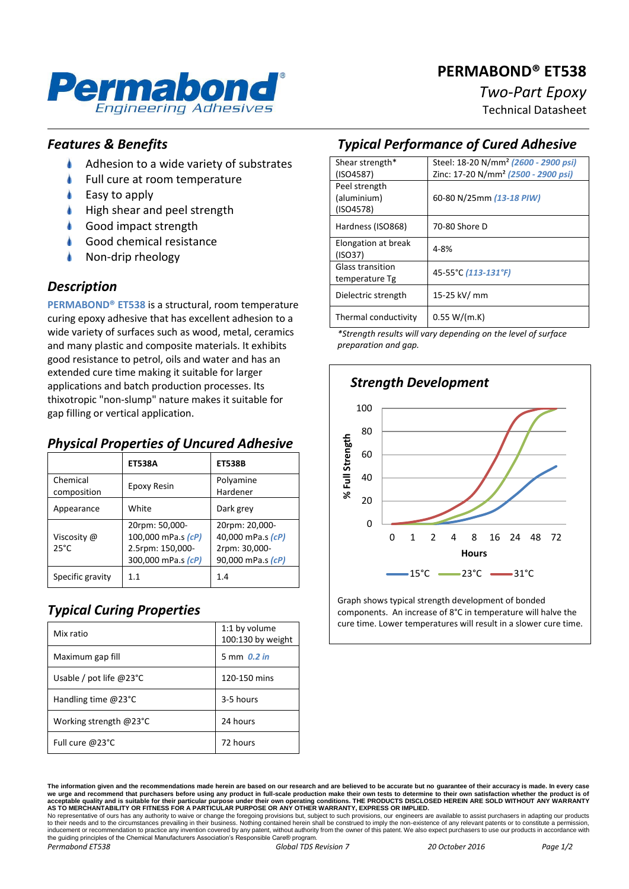# PERMABOND® ET538

*Two-Part Epoxy*

Technical Datasheet

## *Features & Benefits*

- Adhesion to a wide variety of substrates
- Full cure at room temperature
- Easy to apply
- High shear and peel strength
- Good impact strength
- Good chemical resistance
- Non-drip rheology

## *Description*

**PERMABOND® ET538** is a structural, room temperature curing epoxy adhesive that has excellent adhesion to a wide variety of surfaces such as wood, metal, ceramics and many plastic and composite materials. It exhibits good resistance to petrol, oils and water and has an extended cure time making it suitable for larger applications and batch production processes. Its thixotropic "non-slump" nature makes it suitable for gap filling or vertical application.

## *Physical Properties of Uncured Adhesive*

| | ET538A | ET538B |
|---|---|---|
| Chemical composition | Epoxy Resin | Polyamine Hardener |
| Appearance | White | Dark grey |
| Viscosity @ 25°C | 20rpm: 50,000-100,000 mPa.s *(cP)* 2.5rpm: 150,000-300,000 mPa.s *(cP)* | 20rpm: 20,000-40,000 mPa.s *(cP)* 2rpm: 30,000-90,000 mPa.s *(cP)* |
| Specific gravity | 1.1 | 1.4 |

## *Typical Curing Properties*

| | |
|---|---|
| Mix ratio | 1:1 by volume 100:130 by weight |
| Maximum gap fill | 5 mm *0.2 in* |
| Usable / pot life @23°C | 120-150 mins |
| Handling time @23°C | 3-5 hours |
| Working strength @23°C | 24 hours |
| Full cure @23°C | 72 hours |

## *Typical Performance of Cured Adhesive*

| | |
|---|---|
| Shear strength* (ISO4587) | Steel: 18-20 N/mm² *(2600 - 2900 psi)* Zinc: 17-20 N/mm² *(2500 - 2900 psi)* |
| Peel strength (aluminium) (ISO4578) | 60-80 N/25mm *(13-18 PIW)* |
| Hardness (ISO868) | 70-80 Shore D |
| Elongation at break (ISO37) | 4-8% |
| Glass transition temperature Tg | 45-55°C *(113-131°F)* |
| Dielectric strength | 15-25 kV/ mm |
| Thermal conductivity | 0.55 W/(m.K) |

*\*Strength results will vary depending on the level of surface preparation and gap.*

## *Strength Development*

% Full Strength
100
80
60
40
20
0
0 1 2 4 8 16 24 48 72
Hours
15°C 23°C 31°C

Graph shows typical strength development of bonded components. An increase of 8°C in temperature will halve the cure time. Lower temperatures will result in a slower cure time.

**The information given and the recommendations made herein are based on our research and are believed to be accurate but no guarantee of their accuracy is made. In every case we urge and recommend that purchasers before using any product in full-scale production make their own tests to determine to their own satisfaction whether the product is of acceptable quality and is suitable for their particular purpose under their own operating conditions. THE PRODUCTS DISCLOSED HEREIN ARE SOLD WITHOUT ANY WARRANTY AS TO MERCHANTABILITY OR FITNESS FOR A PARTICULAR PURPOSE OR ANY OTHER WARRANTY, EXPRESS OR IMPLIED.**

No representative of ours has any authority to waive or change the foregoing provisions but, subject to such provisions, our engineers are available to assist purchasers in adapting our products to their needs and to the circumstances prevailing in their business. Nothing contained herein shall be construed to imply the non-existence of any relevant patents or to constitute a permission, inducement or recommendation to practice any invention covered by any patent, without authority from the owner of this patent. We also expect purchasers to use our products in accordance with the guiding principles of the Chemical Manufacturers Association's Responsible Care® program.

*Permabond ET538* *Global TDS Revision 7* *20 October 2016*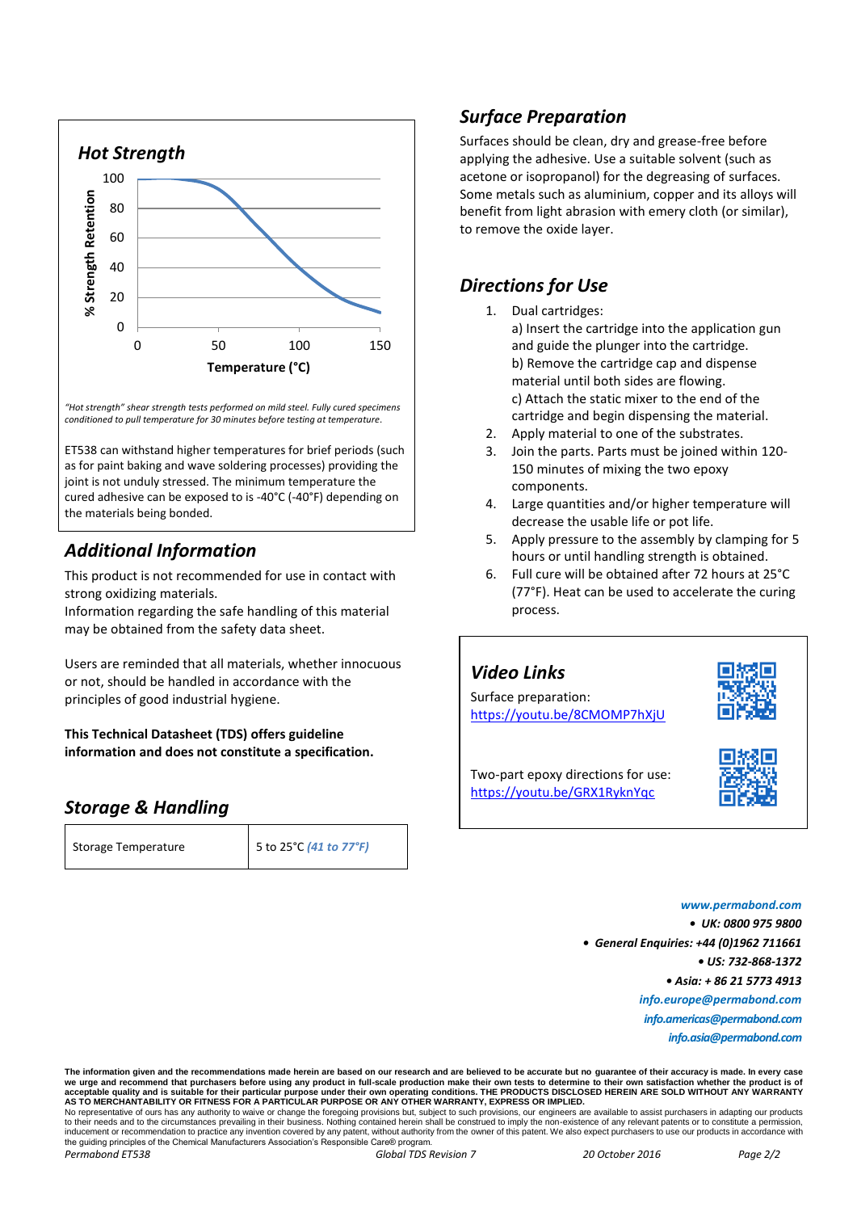## Hot Strength

100
80
60
40
20
0

% Strength Retention

0
50
100
150

Temperature (°C)

*"Hot strength" shear strength tests performed on mild steel. Fully cured specimens conditioned to pull temperature for 30 minutes before testing at temperature.*

ET538 can withstand higher temperatures for brief periods (such as for paint baking and wave soldering processes) providing the joint is not unduly stressed. The minimum temperature the cured adhesive can be exposed to is -40°C (-40°F) depending on the materials being bonded.

## Additional Information

This product is not recommended for use in contact with strong oxidizing materials.
Information regarding the safe handling of this material may be obtained from the safety data sheet.

Users are reminded that all materials, whether innocuous or not, should be handled in accordance with the principles of good industrial hygiene.

**This Technical Datasheet (TDS) offers guideline information and does not constitute a specification.**

## Storage & Handling

| | |
|---|---|
| Storage Temperature | 5 to 25°C *(41 to 77°F)* |

## Surface Preparation

Surfaces should be clean, dry and grease-free before applying the adhesive. Use a suitable solvent (such as acetone or isopropanol) for the degreasing of surfaces. Some metals such as aluminium, copper and its alloys will benefit from light abrasion with emery cloth (or similar), to remove the oxide layer.

## Directions for Use

1. Dual cartridges:
   a) Insert the cartridge into the application gun and guide the plunger into the cartridge.
   b) Remove the cartridge cap and dispense material until both sides are flowing.
   c) Attach the static mixer to the end of the cartridge and begin dispensing the material.
2. Apply material to one of the substrates.
3. Join the parts. Parts must be joined within 120-150 minutes of mixing the two epoxy components.
4. Large quantities and/or higher temperature will decrease the usable life or pot life.
5. Apply pressure to the assembly by clamping for 5 hours or until handling strength is obtained.
6. Full cure will be obtained after 72 hours at 25°C (77°F). Heat can be used to accelerate the curing process.

## Video Links

Surface preparation:
https://youtu.be/8CMOMP7hXjU

Two-part epoxy directions for use:
https://youtu.be/GRX1RyknYqc

*www.permabond.com*
*• UK: 0800 975 9800*
*• General Enquiries: +44 (0)1962 711661*
*• US: 732-868-1372*
*• Asia: + 86 21 5773 4913*
*info.europe@permabond.com*
*info.americas@permabond.com*
*info.asia@permabond.com*

**The information given and the recommendations made herein are based on our research and are believed to be accurate but no guarantee of their accuracy is made. In every case we urge and recommend that purchasers before using any product in full-scale production make their own tests to determine to their own satisfaction whether the product is of acceptable quality and is suitable for their particular purpose under their own operating conditions. THE PRODUCTS DISCLOSED HEREIN ARE SOLD WITHOUT ANY WARRANTY AS TO MERCHANTABILITY OR FITNESS FOR A PARTICULAR PURPOSE OR ANY OTHER WARRANTY, EXPRESS OR IMPLIED.**
No representative of ours has any authority to waive or change the foregoing provisions but, subject to such provisions, our engineers are available to assist purchasers in adapting our products to their needs and to the circumstances prevailing in their business. Nothing contained herein shall be construed to imply the non-existence of any relevant patents or to constitute a permission, inducement or recommendation to practice any invention covered by any patent, without authority from the owner of this patent. We also expect purchasers to use our products in accordance with the guiding principles of the Chemical Manufacturers Association's Responsible Care® program.

*Permabond ET538* *Global TDS Revision 7* *20 October 2016*